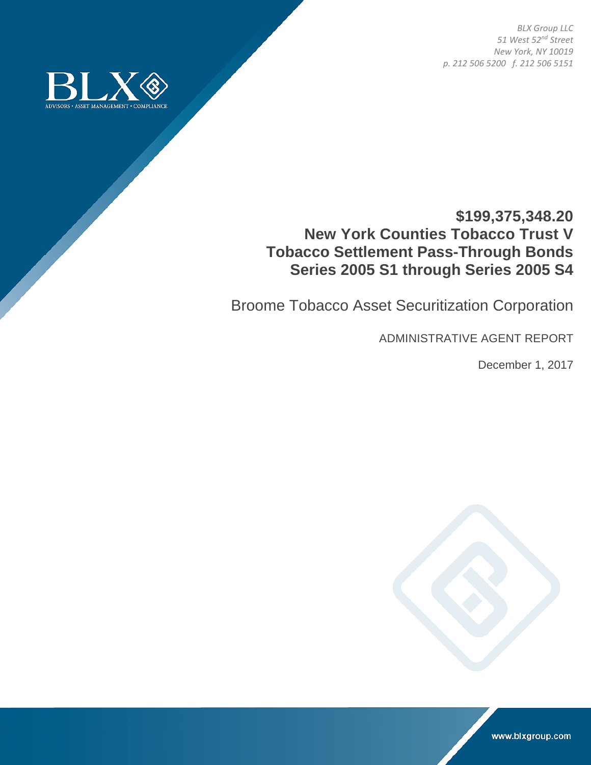*BLX Group LLC*
*51 West 52nd Street*
*New York, NY 10019*
*p. 212 506 5200 f. 212 506 5151*

BLX
ADVISORS • ASSET MANAGEMENT • COMPLIANCE

# $199,375,348.20 New York Counties Tobacco Trust V Tobacco Settlement Pass-Through Bonds Series 2005 S1 through Series 2005 S4

## Broome Tobacco Asset Securitization Corporation

ADMINISTRATIVE AGENT REPORT

December 1, 2017

www.blxgroup.com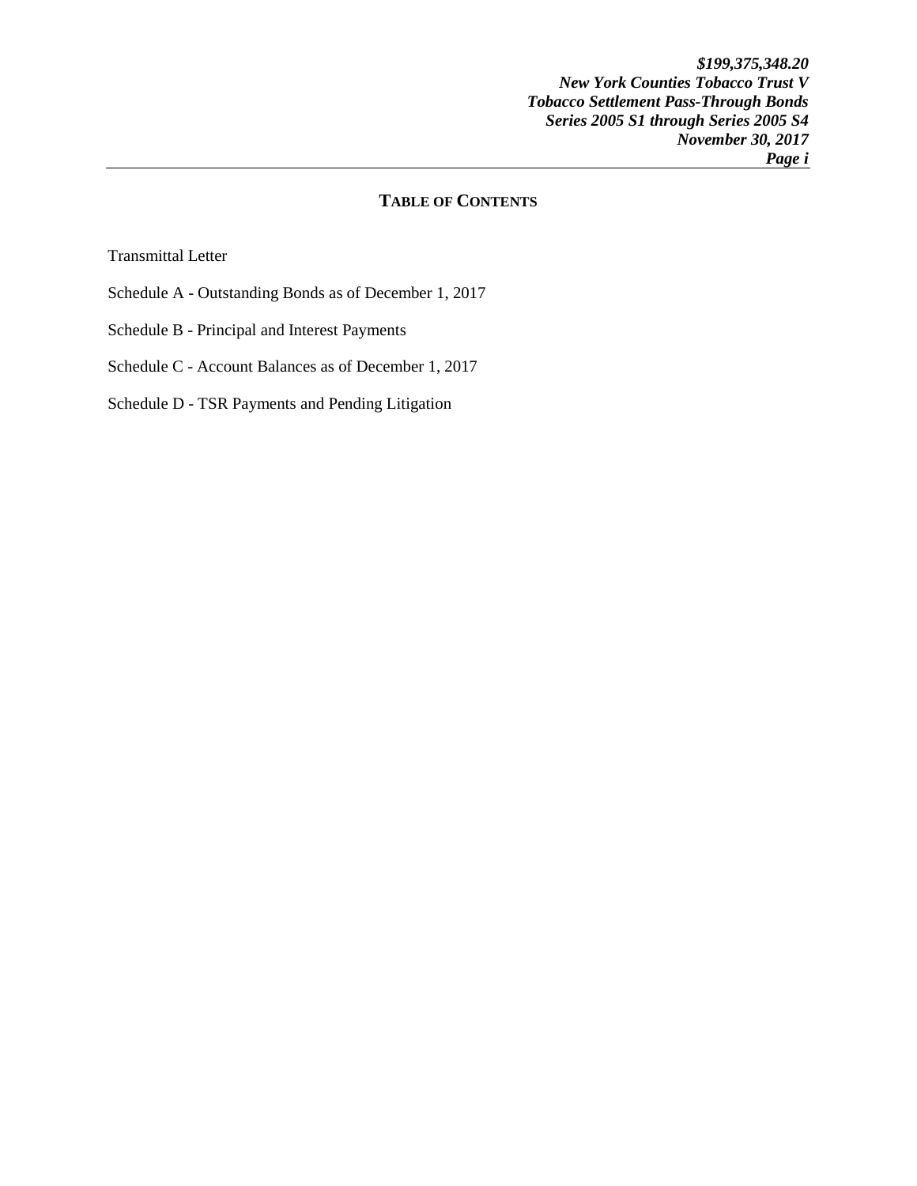# TABLE OF CONTENTS

Transmittal Letter

Schedule A - Outstanding Bonds as of December 1, 2017

Schedule B - Principal and Interest Payments

Schedule C - Account Balances as of December 1, 2017

Schedule D - TSR Payments and Pending Litigation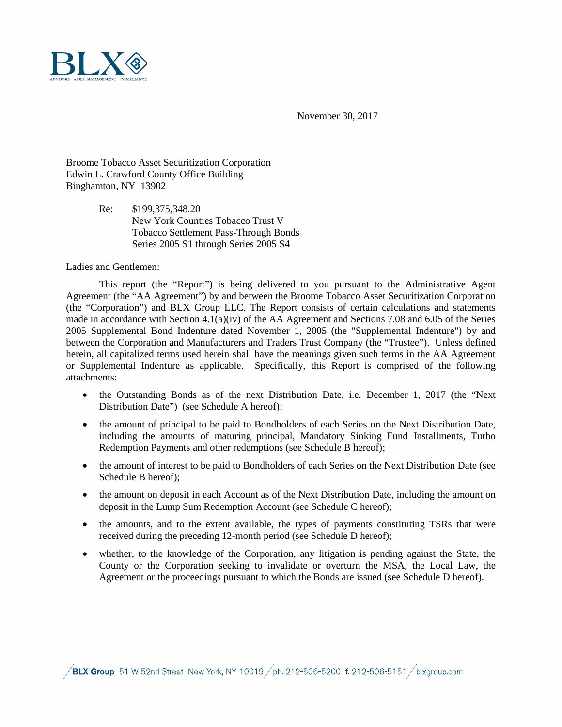November 30, 2017

Broome Tobacco Asset Securitization Corporation
Edwin L. Crawford County Office Building
Binghamton, NY 13902

Re: $199,375,348.20
New York Counties Tobacco Trust V
Tobacco Settlement Pass-Through Bonds
Series 2005 S1 through Series 2005 S4

Ladies and Gentlemen:

This report (the "Report") is being delivered to you pursuant to the Administrative Agent Agreement (the "AA Agreement") by and between the Broome Tobacco Asset Securitization Corporation (the "Corporation") and BLX Group LLC. The Report consists of certain calculations and statements made in accordance with Section 4.1(a)(iv) of the AA Agreement and Sections 7.08 and 6.05 of the Series 2005 Supplemental Bond Indenture dated November 1, 2005 (the "Supplemental Indenture") by and between the Corporation and Manufacturers and Traders Trust Company (the "Trustee"). Unless defined herein, all capitalized terms used herein shall have the meanings given such terms in the AA Agreement or Supplemental Indenture as applicable. Specifically, this Report is comprised of the following attachments:

- the Outstanding Bonds as of the next Distribution Date, i.e. December 1, 2017 (the "Next Distribution Date") (see Schedule A hereof);
- the amount of principal to be paid to Bondholders of each Series on the Next Distribution Date, including the amounts of maturing principal, Mandatory Sinking Fund Installments, Turbo Redemption Payments and other redemptions (see Schedule B hereof);
- the amount of interest to be paid to Bondholders of each Series on the Next Distribution Date (see Schedule B hereof);
- the amount on deposit in each Account as of the Next Distribution Date, including the amount on deposit in the Lump Sum Redemption Account (see Schedule C hereof);
- the amounts, and to the extent available, the types of payments constituting TSRs that were received during the preceding 12-month period (see Schedule D hereof);
- whether, to the knowledge of the Corporation, any litigation is pending against the State, the County or the Corporation seeking to invalidate or overturn the MSA, the Local Law, the Agreement or the proceedings pursuant to which the Bonds are issued (see Schedule D hereof).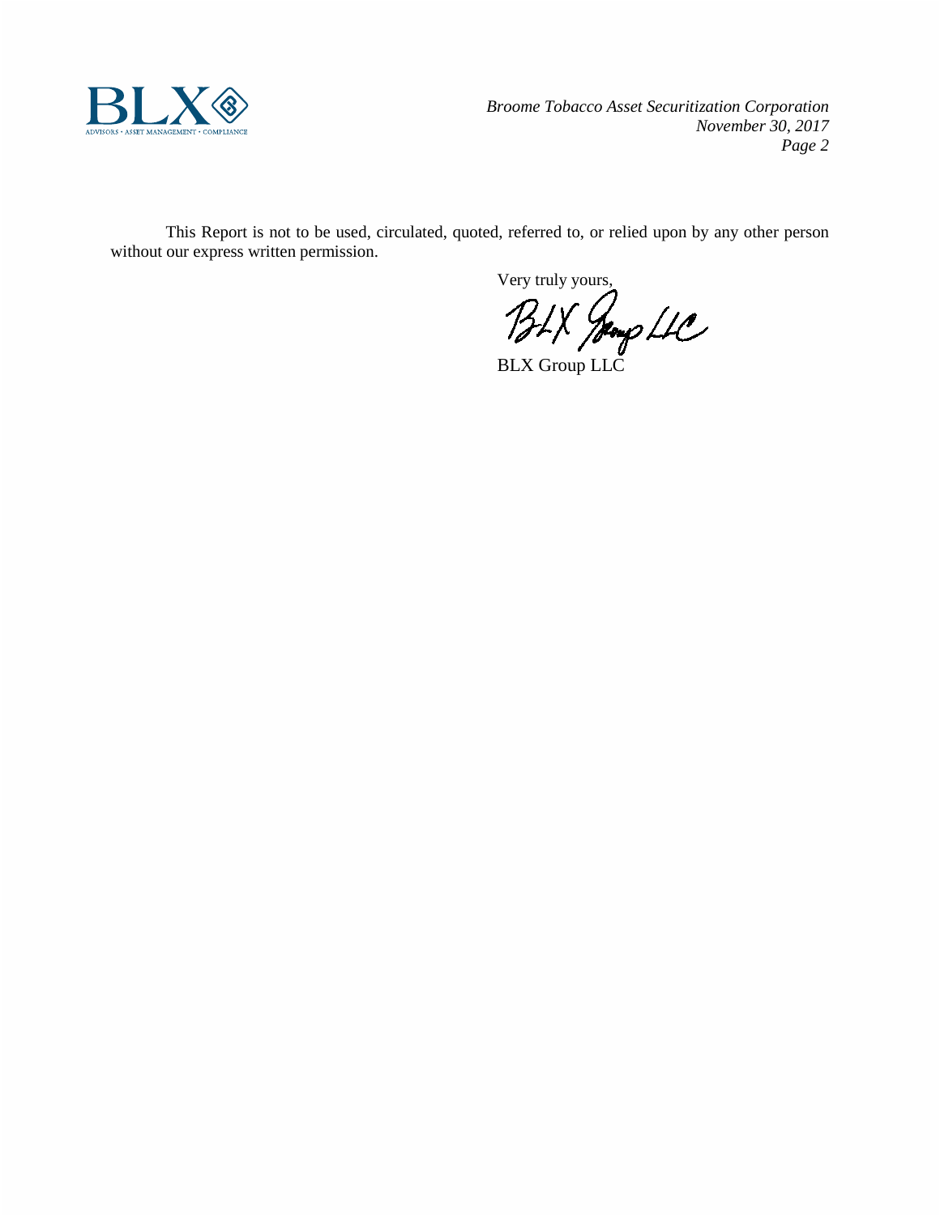This Report is not to be used, circulated, quoted, referred to, or relied upon by any other person without our express written permission.

Very truly yours,

BLX Group LLC

BLX Group LLC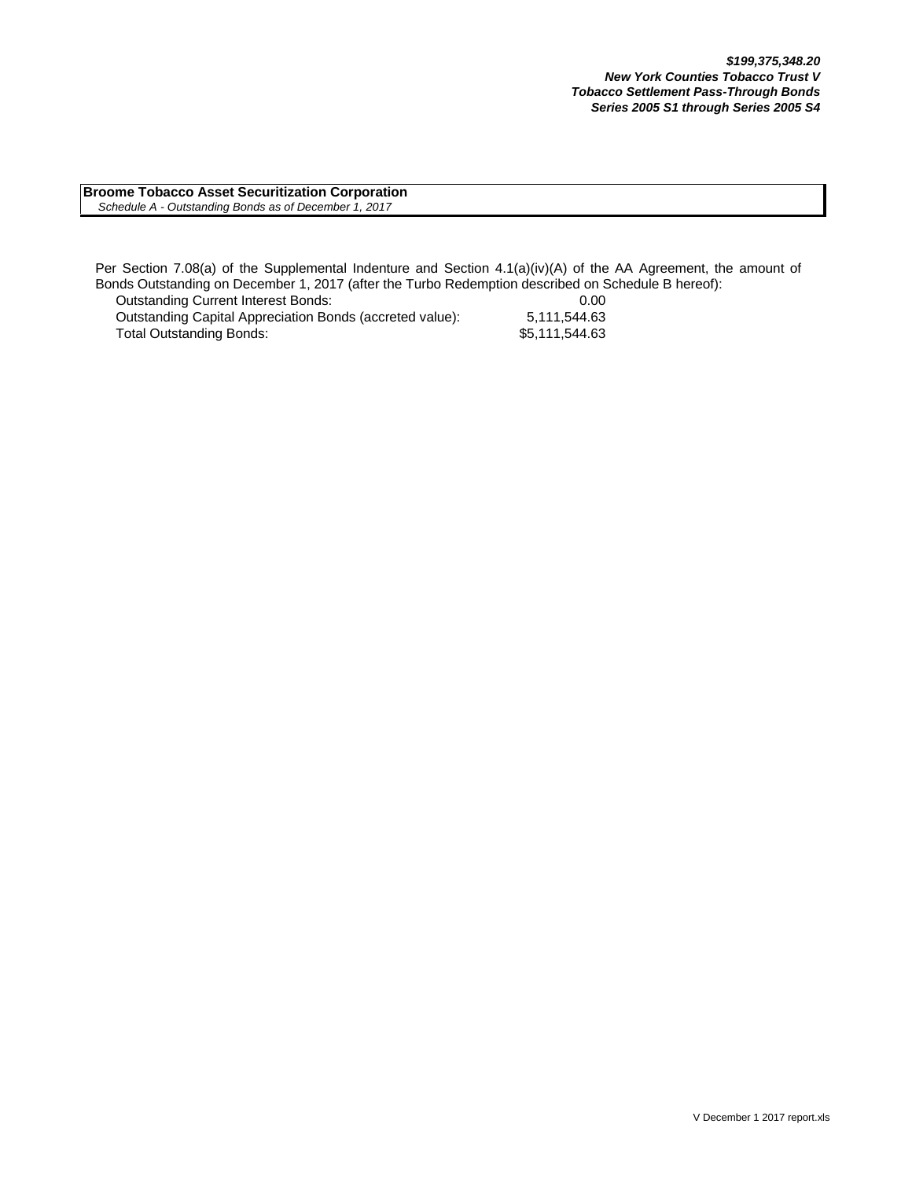***$199,375,348.20***
***New York Counties Tobacco Trust V***
***Tobacco Settlement Pass-Through Bonds***
***Series 2005 S1 through Series 2005 S4***

**Broome Tobacco Asset Securitization Corporation**
*Schedule A - Outstanding Bonds as of December 1, 2017*

Per Section 7.08(a) of the Supplemental Indenture and Section 4.1(a)(iv)(A) of the AA Agreement, the amount of Bonds Outstanding on December 1, 2017 (after the Turbo Redemption described on Schedule B hereof):

| | |
|---|---|
| Outstanding Current Interest Bonds: | 0.00 |
| Outstanding Capital Appreciation Bonds (accreted value): | 5,111,544.63 |
| Total Outstanding Bonds: | $5,111,544.63 |

V December 1 2017 report.xls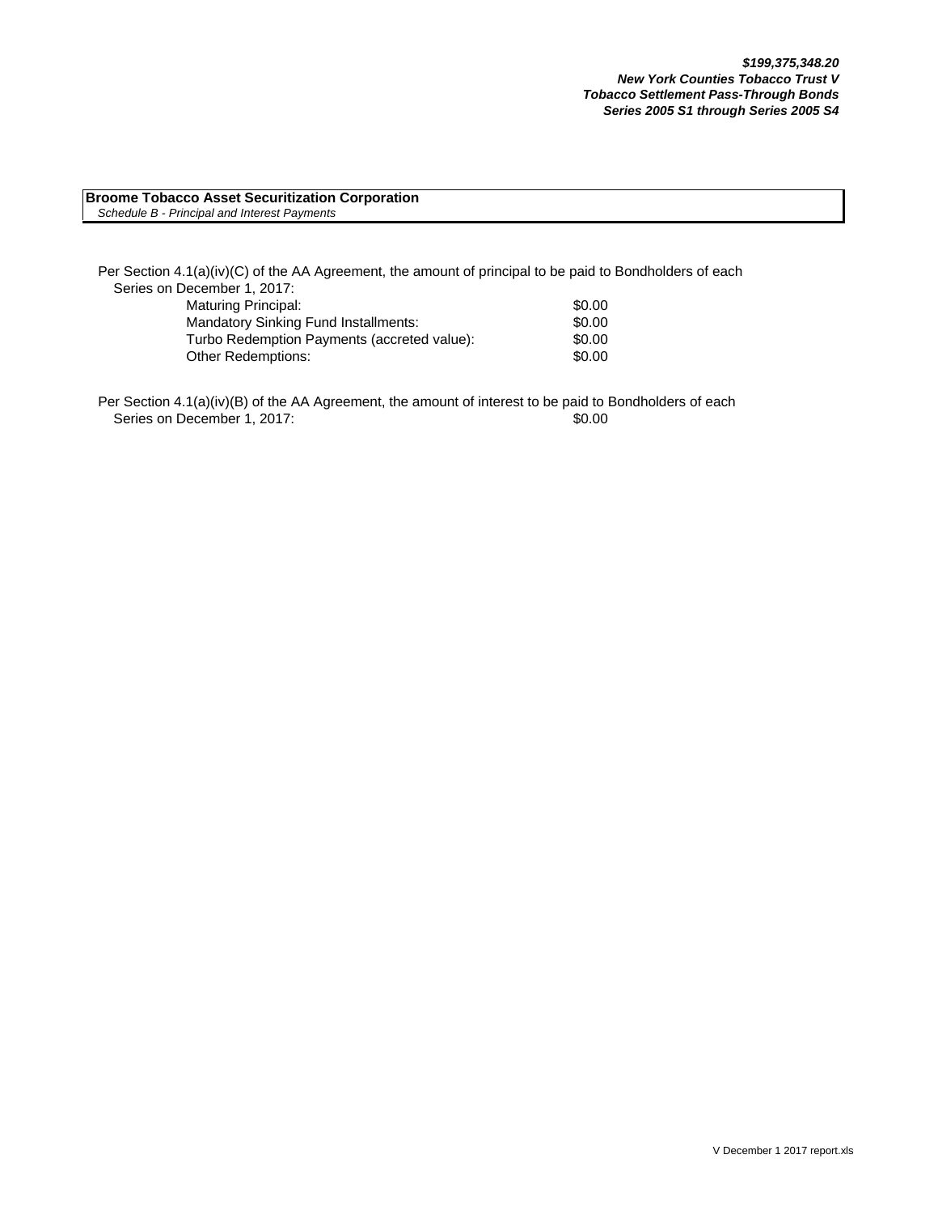***$199,375,348.20***
***New York Counties Tobacco Trust V***
***Tobacco Settlement Pass-Through Bonds***
***Series 2005 S1 through Series 2005 S4***

**Broome Tobacco Asset Securitization Corporation**
*Schedule B - Principal and Interest Payments*

Per Section 4.1(a)(iv)(C) of the AA Agreement, the amount of principal to be paid to Bondholders of each Series on December 1, 2017:

| | |
|---|---|
| Maturing Principal: | $0.00 |
| Mandatory Sinking Fund Installments: | $0.00 |
| Turbo Redemption Payments (accreted value): | $0.00 |
| Other Redemptions: | $0.00 |

Per Section 4.1(a)(iv)(B) of the AA Agreement, the amount of interest to be paid to Bondholders of each Series on December 1, 2017: $0.00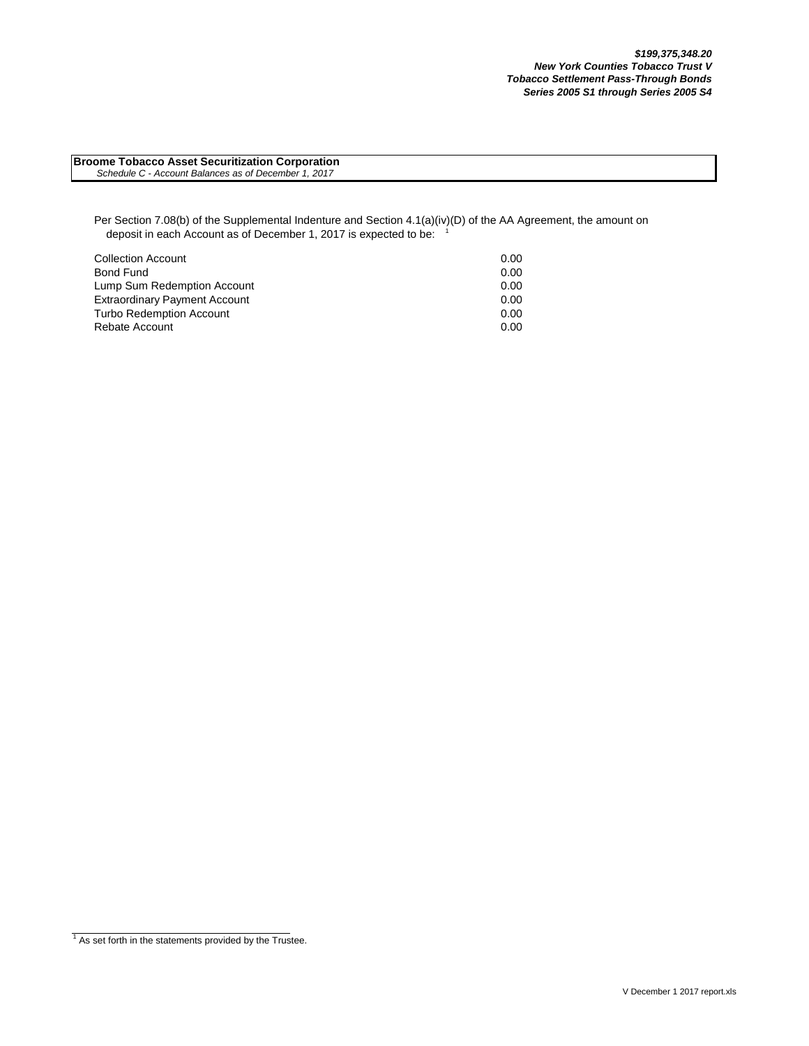***$199,375,348.20***
***New York Counties Tobacco Trust V***
***Tobacco Settlement Pass-Through Bonds***
***Series 2005 S1 through Series 2005 S4***

**Broome Tobacco Asset Securitization Corporation**
*Schedule C - Account Balances as of December 1, 2017*

Per Section 7.08(b) of the Supplemental Indenture and Section 4.1(a)(iv)(D) of the AA Agreement, the amount on deposit in each Account as of December 1, 2017 is expected to be: [1]

| | |
|---|---|
| Collection Account | 0.00 |
| Bond Fund | 0.00 |
| Lump Sum Redemption Account | 0.00 |
| Extraordinary Payment Account | 0.00 |
| Turbo Redemption Account | 0.00 |
| Rebate Account | 0.00 |

[1] As set forth in the statements provided by the Trustee.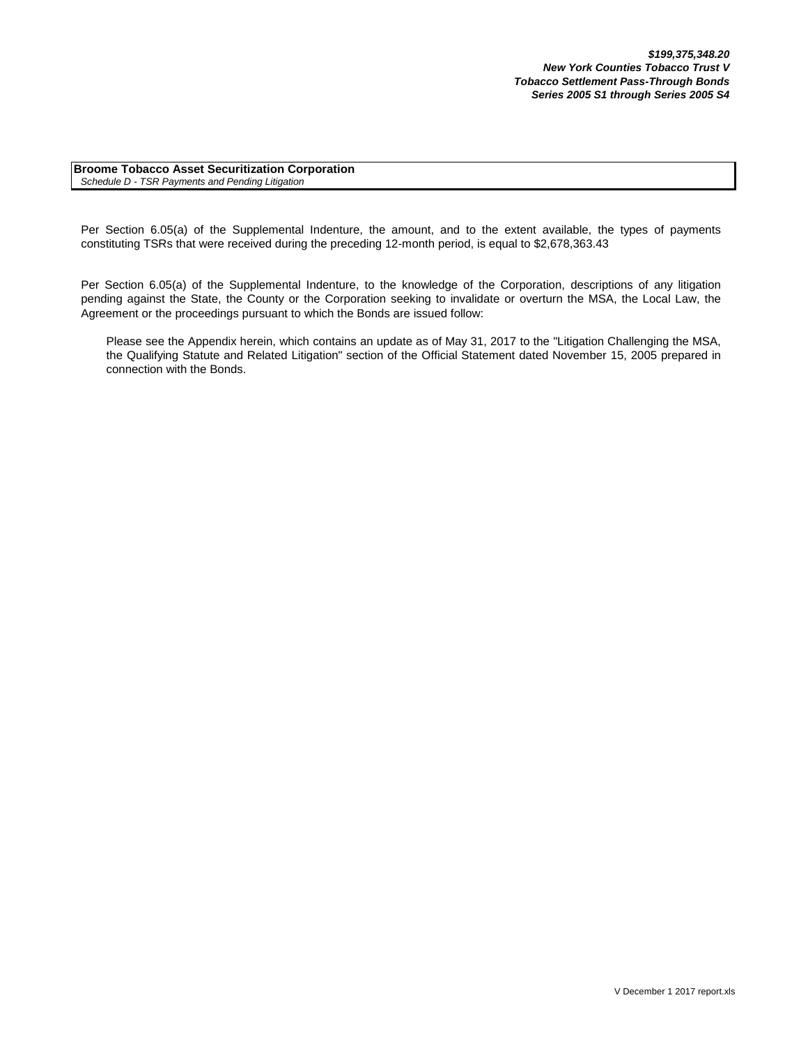***$199,375,348.20***
***New York Counties Tobacco Trust V***
***Tobacco Settlement Pass-Through Bonds***
***Series 2005 S1 through Series 2005 S4***

**Broome Tobacco Asset Securitization Corporation**
*Schedule D - TSR Payments and Pending Litigation*

Per Section 6.05(a) of the Supplemental Indenture, the amount, and to the extent available, the types of payments constituting TSRs that were received during the preceding 12-month period, is equal to $2,678,363.43

Per Section 6.05(a) of the Supplemental Indenture, to the knowledge of the Corporation, descriptions of any litigation pending against the State, the County or the Corporation seeking to invalidate or overturn the MSA, the Local Law, the Agreement or the proceedings pursuant to which the Bonds are issued follow:

Please see the Appendix herein, which contains an update as of May 31, 2017 to the "Litigation Challenging the MSA, the Qualifying Statute and Related Litigation" section of the Official Statement dated November 15, 2005 prepared in connection with the Bonds.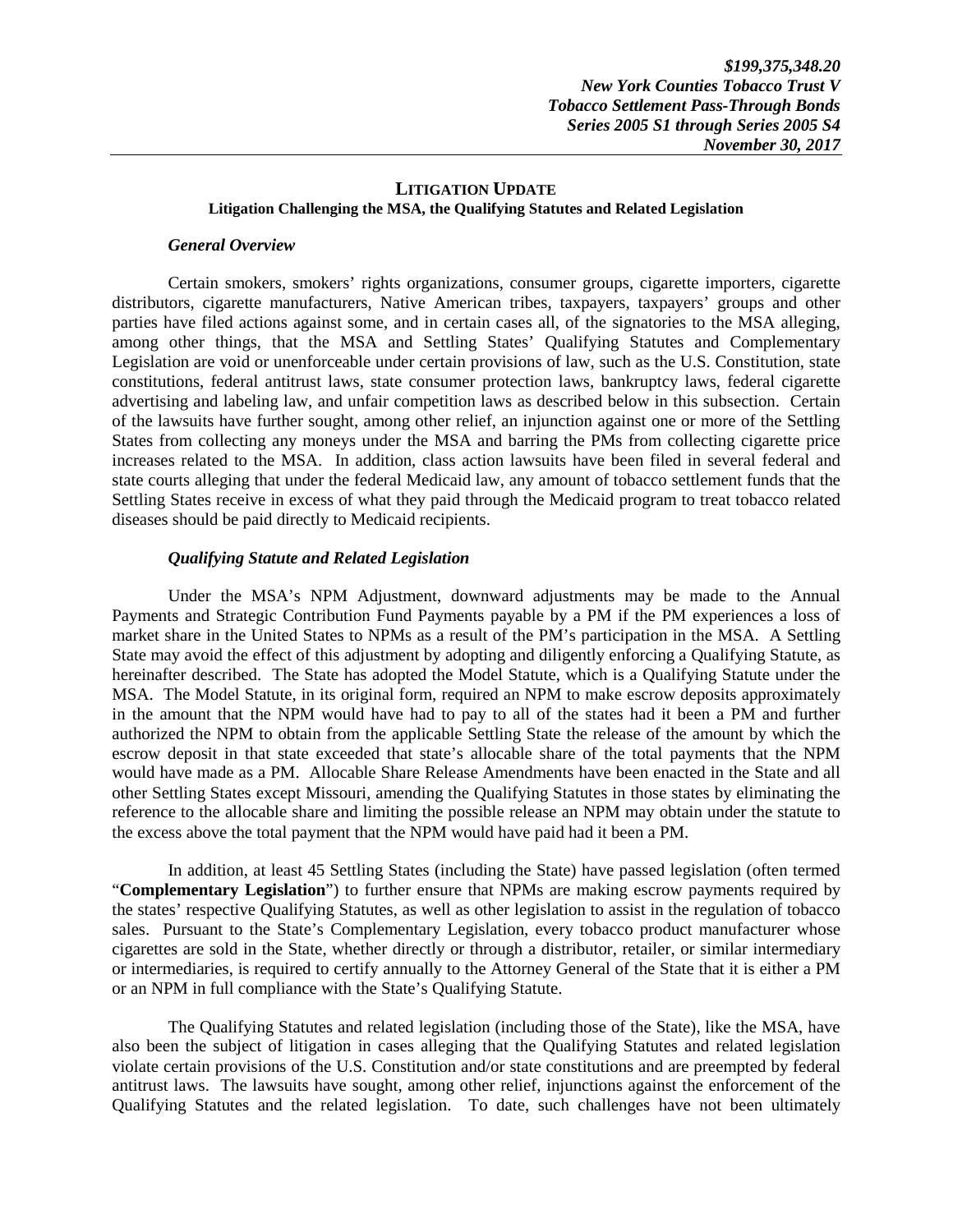## LITIGATION UPDATE

### Litigation Challenging the MSA, the Qualifying Statutes and Related Legislation

***General Overview***

Certain smokers, smokers' rights organizations, consumer groups, cigarette importers, cigarette distributors, cigarette manufacturers, Native American tribes, taxpayers, taxpayers' groups and other parties have filed actions against some, and in certain cases all, of the signatories to the MSA alleging, among other things, that the MSA and Settling States' Qualifying Statutes and Complementary Legislation are void or unenforceable under certain provisions of law, such as the U.S. Constitution, state constitutions, federal antitrust laws, state consumer protection laws, bankruptcy laws, federal cigarette advertising and labeling law, and unfair competition laws as described below in this subsection. Certain of the lawsuits have further sought, among other relief, an injunction against one or more of the Settling States from collecting any moneys under the MSA and barring the PMs from collecting cigarette price increases related to the MSA. In addition, class action lawsuits have been filed in several federal and state courts alleging that under the federal Medicaid law, any amount of tobacco settlement funds that the Settling States receive in excess of what they paid through the Medicaid program to treat tobacco related diseases should be paid directly to Medicaid recipients.

***Qualifying Statute and Related Legislation***

Under the MSA's NPM Adjustment, downward adjustments may be made to the Annual Payments and Strategic Contribution Fund Payments payable by a PM if the PM experiences a loss of market share in the United States to NPMs as a result of the PM's participation in the MSA. A Settling State may avoid the effect of this adjustment by adopting and diligently enforcing a Qualifying Statute, as hereinafter described. The State has adopted the Model Statute, which is a Qualifying Statute under the MSA. The Model Statute, in its original form, required an NPM to make escrow deposits approximately in the amount that the NPM would have had to pay to all of the states had it been a PM and further authorized the NPM to obtain from the applicable Settling State the release of the amount by which the escrow deposit in that state exceeded that state's allocable share of the total payments that the NPM would have made as a PM. Allocable Share Release Amendments have been enacted in the State and all other Settling States except Missouri, amending the Qualifying Statutes in those states by eliminating the reference to the allocable share and limiting the possible release an NPM may obtain under the statute to the excess above the total payment that the NPM would have paid had it been a PM.

In addition, at least 45 Settling States (including the State) have passed legislation (often termed "**Complementary Legislation**") to further ensure that NPMs are making escrow payments required by the states' respective Qualifying Statutes, as well as other legislation to assist in the regulation of tobacco sales. Pursuant to the State's Complementary Legislation, every tobacco product manufacturer whose cigarettes are sold in the State, whether directly or through a distributor, retailer, or similar intermediary or intermediaries, is required to certify annually to the Attorney General of the State that it is either a PM or an NPM in full compliance with the State's Qualifying Statute.

The Qualifying Statutes and related legislation (including those of the State), like the MSA, have also been the subject of litigation in cases alleging that the Qualifying Statutes and related legislation violate certain provisions of the U.S. Constitution and/or state constitutions and are preempted by federal antitrust laws. The lawsuits have sought, among other relief, injunctions against the enforcement of the Qualifying Statutes and the related legislation. To date, such challenges have not been ultimately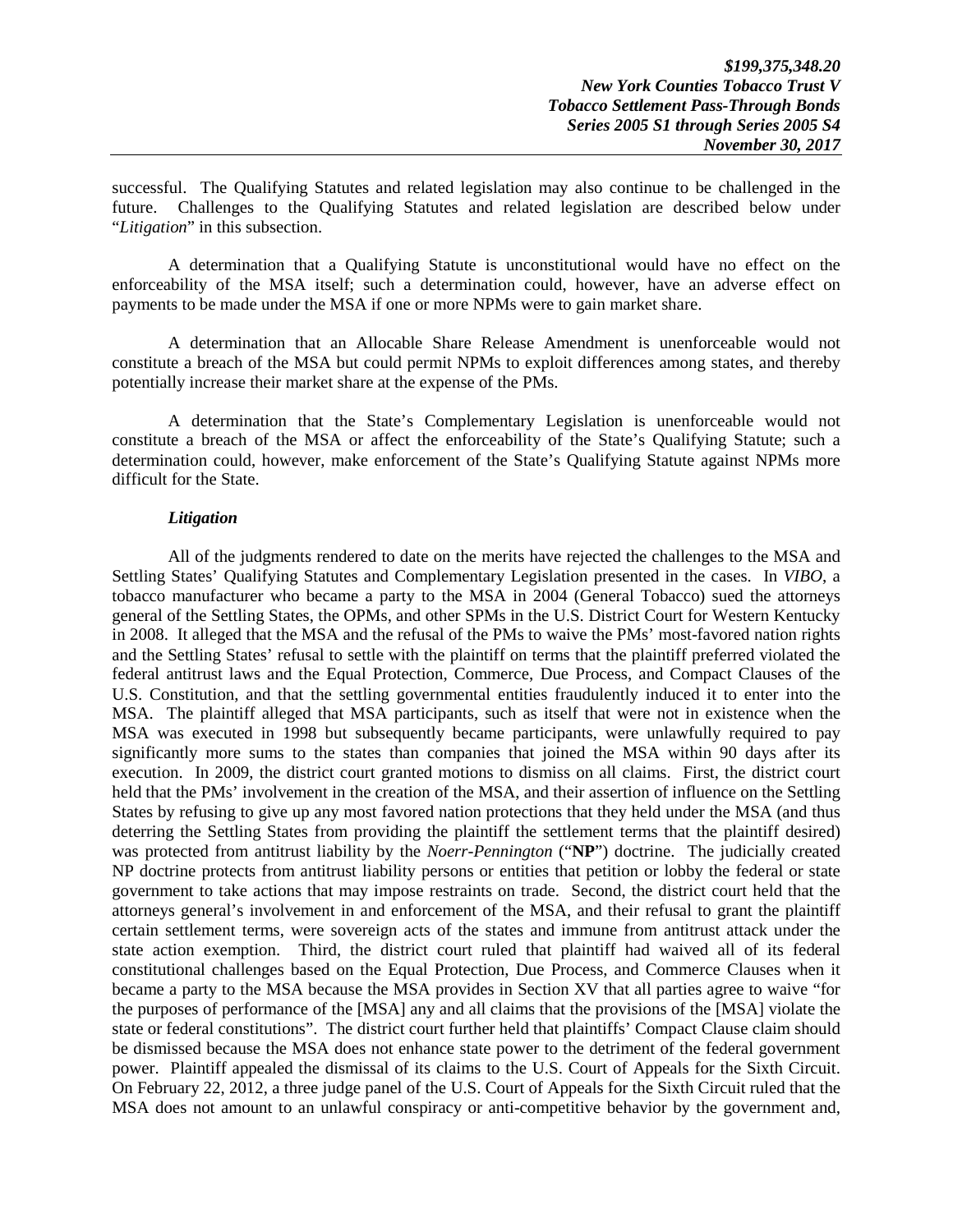successful. The Qualifying Statutes and related legislation may also continue to be challenged in the future. Challenges to the Qualifying Statutes and related legislation are described below under "*Litigation*" in this subsection.

A determination that a Qualifying Statute is unconstitutional would have no effect on the enforceability of the MSA itself; such a determination could, however, have an adverse effect on payments to be made under the MSA if one or more NPMs were to gain market share.

A determination that an Allocable Share Release Amendment is unenforceable would not constitute a breach of the MSA but could permit NPMs to exploit differences among states, and thereby potentially increase their market share at the expense of the PMs.

A determination that the State's Complementary Legislation is unenforceable would not constitute a breach of the MSA or affect the enforceability of the State's Qualifying Statute; such a determination could, however, make enforcement of the State's Qualifying Statute against NPMs more difficult for the State.

***Litigation***

All of the judgments rendered to date on the merits have rejected the challenges to the MSA and Settling States' Qualifying Statutes and Complementary Legislation presented in the cases. In *VIBO*, a tobacco manufacturer who became a party to the MSA in 2004 (General Tobacco) sued the attorneys general of the Settling States, the OPMs, and other SPMs in the U.S. District Court for Western Kentucky in 2008. It alleged that the MSA and the refusal of the PMs to waive the PMs' most-favored nation rights and the Settling States' refusal to settle with the plaintiff on terms that the plaintiff preferred violated the federal antitrust laws and the Equal Protection, Commerce, Due Process, and Compact Clauses of the U.S. Constitution, and that the settling governmental entities fraudulently induced it to enter into the MSA. The plaintiff alleged that MSA participants, such as itself that were not in existence when the MSA was executed in 1998 but subsequently became participants, were unlawfully required to pay significantly more sums to the states than companies that joined the MSA within 90 days after its execution. In 2009, the district court granted motions to dismiss on all claims. First, the district court held that the PMs' involvement in the creation of the MSA, and their assertion of influence on the Settling States by refusing to give up any most favored nation protections that they held under the MSA (and thus deterring the Settling States from providing the plaintiff the settlement terms that the plaintiff desired) was protected from antitrust liability by the *Noerr-Pennington* ("**NP**") doctrine. The judicially created NP doctrine protects from antitrust liability persons or entities that petition or lobby the federal or state government to take actions that may impose restraints on trade. Second, the district court held that the attorneys general's involvement in and enforcement of the MSA, and their refusal to grant the plaintiff certain settlement terms, were sovereign acts of the states and immune from antitrust attack under the state action exemption. Third, the district court ruled that plaintiff had waived all of its federal constitutional challenges based on the Equal Protection, Due Process, and Commerce Clauses when it became a party to the MSA because the MSA provides in Section XV that all parties agree to waive "for the purposes of performance of the [MSA] any and all claims that the provisions of the [MSA] violate the state or federal constitutions". The district court further held that plaintiffs' Compact Clause claim should be dismissed because the MSA does not enhance state power to the detriment of the federal government power. Plaintiff appealed the dismissal of its claims to the U.S. Court of Appeals for the Sixth Circuit. On February 22, 2012, a three judge panel of the U.S. Court of Appeals for the Sixth Circuit ruled that the MSA does not amount to an unlawful conspiracy or anti-competitive behavior by the government and,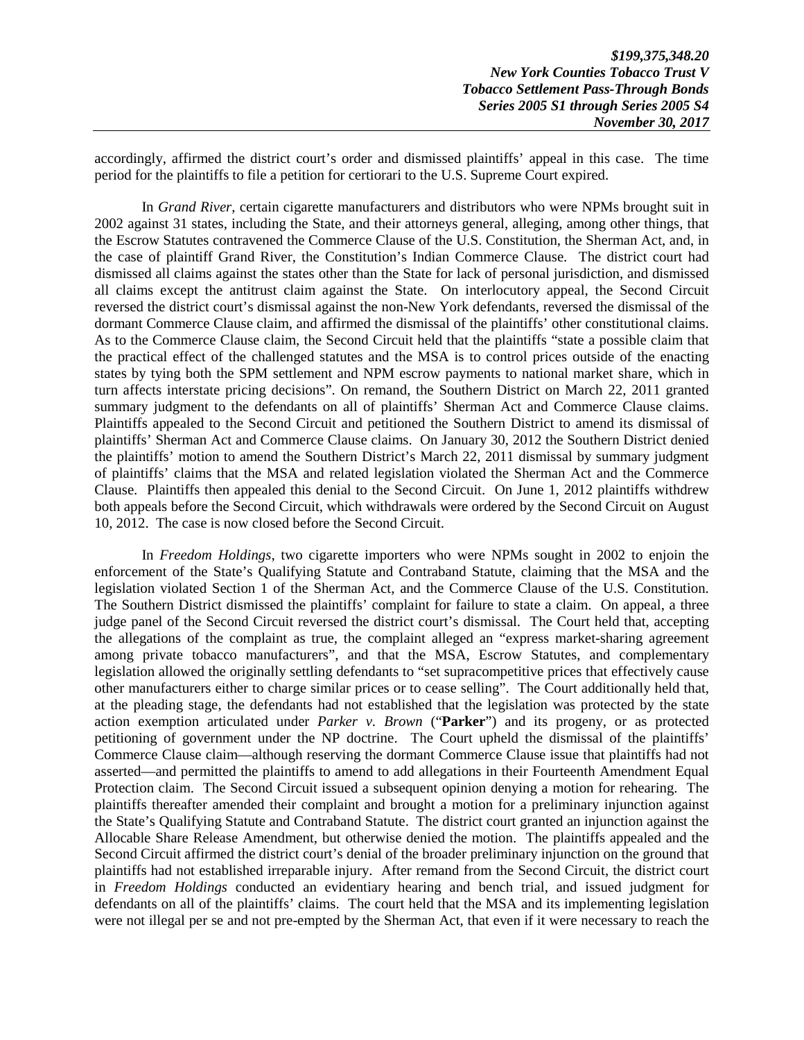accordingly, affirmed the district court's order and dismissed plaintiffs' appeal in this case. The time period for the plaintiffs to file a petition for certiorari to the U.S. Supreme Court expired.

In *Grand River*, certain cigarette manufacturers and distributors who were NPMs brought suit in 2002 against 31 states, including the State, and their attorneys general, alleging, among other things, that the Escrow Statutes contravened the Commerce Clause of the U.S. Constitution, the Sherman Act, and, in the case of plaintiff Grand River, the Constitution's Indian Commerce Clause. The district court had dismissed all claims against the states other than the State for lack of personal jurisdiction, and dismissed all claims except the antitrust claim against the State. On interlocutory appeal, the Second Circuit reversed the district court's dismissal against the non-New York defendants, reversed the dismissal of the dormant Commerce Clause claim, and affirmed the dismissal of the plaintiffs' other constitutional claims. As to the Commerce Clause claim, the Second Circuit held that the plaintiffs "state a possible claim that the practical effect of the challenged statutes and the MSA is to control prices outside of the enacting states by tying both the SPM settlement and NPM escrow payments to national market share, which in turn affects interstate pricing decisions". On remand, the Southern District on March 22, 2011 granted summary judgment to the defendants on all of plaintiffs' Sherman Act and Commerce Clause claims. Plaintiffs appealed to the Second Circuit and petitioned the Southern District to amend its dismissal of plaintiffs' Sherman Act and Commerce Clause claims. On January 30, 2012 the Southern District denied the plaintiffs' motion to amend the Southern District's March 22, 2011 dismissal by summary judgment of plaintiffs' claims that the MSA and related legislation violated the Sherman Act and the Commerce Clause. Plaintiffs then appealed this denial to the Second Circuit. On June 1, 2012 plaintiffs withdrew both appeals before the Second Circuit, which withdrawals were ordered by the Second Circuit on August 10, 2012. The case is now closed before the Second Circuit.

In *Freedom Holdings*, two cigarette importers who were NPMs sought in 2002 to enjoin the enforcement of the State's Qualifying Statute and Contraband Statute, claiming that the MSA and the legislation violated Section 1 of the Sherman Act, and the Commerce Clause of the U.S. Constitution. The Southern District dismissed the plaintiffs' complaint for failure to state a claim. On appeal, a three judge panel of the Second Circuit reversed the district court's dismissal. The Court held that, accepting the allegations of the complaint as true, the complaint alleged an "express market-sharing agreement among private tobacco manufacturers", and that the MSA, Escrow Statutes, and complementary legislation allowed the originally settling defendants to "set supracompetitive prices that effectively cause other manufacturers either to charge similar prices or to cease selling". The Court additionally held that, at the pleading stage, the defendants had not established that the legislation was protected by the state action exemption articulated under *Parker v. Brown* ("**Parker**") and its progeny, or as protected petitioning of government under the NP doctrine. The Court upheld the dismissal of the plaintiffs' Commerce Clause claim—although reserving the dormant Commerce Clause issue that plaintiffs had not asserted—and permitted the plaintiffs to amend to add allegations in their Fourteenth Amendment Equal Protection claim. The Second Circuit issued a subsequent opinion denying a motion for rehearing. The plaintiffs thereafter amended their complaint and brought a motion for a preliminary injunction against the State's Qualifying Statute and Contraband Statute. The district court granted an injunction against the Allocable Share Release Amendment, but otherwise denied the motion. The plaintiffs appealed and the Second Circuit affirmed the district court's denial of the broader preliminary injunction on the ground that plaintiffs had not established irreparable injury. After remand from the Second Circuit, the district court in *Freedom Holdings* conducted an evidentiary hearing and bench trial, and issued judgment for defendants on all of the plaintiffs' claims. The court held that the MSA and its implementing legislation were not illegal per se and not pre-empted by the Sherman Act, that even if it were necessary to reach the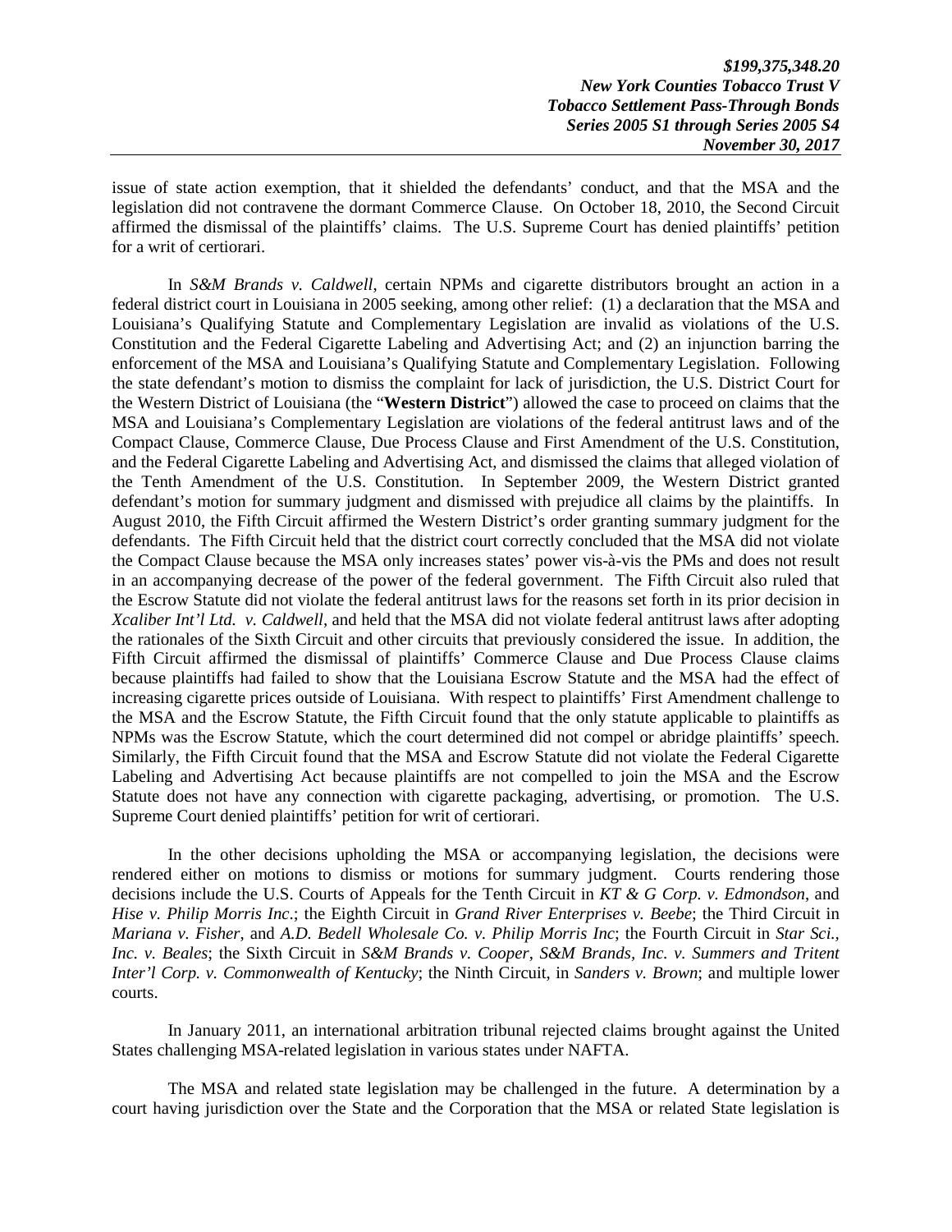issue of state action exemption, that it shielded the defendants' conduct, and that the MSA and the legislation did not contravene the dormant Commerce Clause. On October 18, 2010, the Second Circuit affirmed the dismissal of the plaintiffs' claims. The U.S. Supreme Court has denied plaintiffs' petition for a writ of certiorari.

In *S&M Brands v. Caldwell*, certain NPMs and cigarette distributors brought an action in a federal district court in Louisiana in 2005 seeking, among other relief: (1) a declaration that the MSA and Louisiana's Qualifying Statute and Complementary Legislation are invalid as violations of the U.S. Constitution and the Federal Cigarette Labeling and Advertising Act; and (2) an injunction barring the enforcement of the MSA and Louisiana's Qualifying Statute and Complementary Legislation. Following the state defendant's motion to dismiss the complaint for lack of jurisdiction, the U.S. District Court for the Western District of Louisiana (the "**Western District**") allowed the case to proceed on claims that the MSA and Louisiana's Complementary Legislation are violations of the federal antitrust laws and of the Compact Clause, Commerce Clause, Due Process Clause and First Amendment of the U.S. Constitution, and the Federal Cigarette Labeling and Advertising Act, and dismissed the claims that alleged violation of the Tenth Amendment of the U.S. Constitution. In September 2009, the Western District granted defendant's motion for summary judgment and dismissed with prejudice all claims by the plaintiffs. In August 2010, the Fifth Circuit affirmed the Western District's order granting summary judgment for the defendants. The Fifth Circuit held that the district court correctly concluded that the MSA did not violate the Compact Clause because the MSA only increases states' power vis-à-vis the PMs and does not result in an accompanying decrease of the power of the federal government. The Fifth Circuit also ruled that the Escrow Statute did not violate the federal antitrust laws for the reasons set forth in its prior decision in *Xcaliber Int'l Ltd. v. Caldwell*, and held that the MSA did not violate federal antitrust laws after adopting the rationales of the Sixth Circuit and other circuits that previously considered the issue. In addition, the Fifth Circuit affirmed the dismissal of plaintiffs' Commerce Clause and Due Process Clause claims because plaintiffs had failed to show that the Louisiana Escrow Statute and the MSA had the effect of increasing cigarette prices outside of Louisiana. With respect to plaintiffs' First Amendment challenge to the MSA and the Escrow Statute, the Fifth Circuit found that the only statute applicable to plaintiffs as NPMs was the Escrow Statute, which the court determined did not compel or abridge plaintiffs' speech. Similarly, the Fifth Circuit found that the MSA and Escrow Statute did not violate the Federal Cigarette Labeling and Advertising Act because plaintiffs are not compelled to join the MSA and the Escrow Statute does not have any connection with cigarette packaging, advertising, or promotion. The U.S. Supreme Court denied plaintiffs' petition for writ of certiorari.

In the other decisions upholding the MSA or accompanying legislation, the decisions were rendered either on motions to dismiss or motions for summary judgment. Courts rendering those decisions include the U.S. Courts of Appeals for the Tenth Circuit in *KT & G Corp. v. Edmondson*, and *Hise v. Philip Morris Inc.*; the Eighth Circuit in *Grand River Enterprises v. Beebe*; the Third Circuit in *Mariana v. Fisher*, and *A.D. Bedell Wholesale Co. v. Philip Morris Inc*; the Fourth Circuit in *Star Sci., Inc. v. Beales*; the Sixth Circuit in *S&M Brands v. Cooper*, *S&M Brands, Inc. v. Summers and Tritent Inter'l Corp. v. Commonwealth of Kentucky*; the Ninth Circuit, in *Sanders v. Brown*; and multiple lower courts.

In January 2011, an international arbitration tribunal rejected claims brought against the United States challenging MSA-related legislation in various states under NAFTA.

The MSA and related state legislation may be challenged in the future. A determination by a court having jurisdiction over the State and the Corporation that the MSA or related State legislation is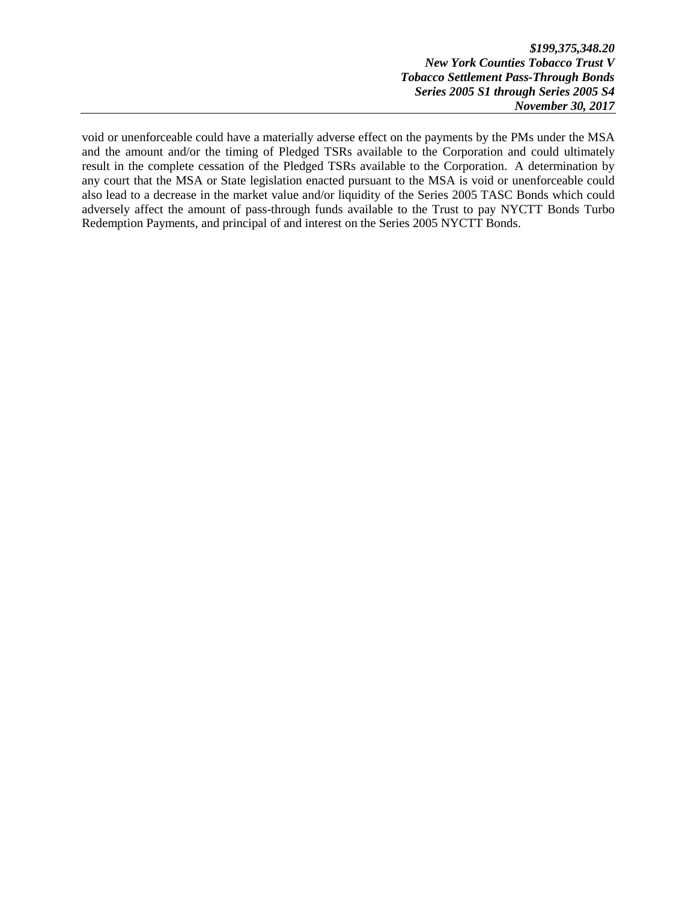void or unenforceable could have a materially adverse effect on the payments by the PMs under the MSA and the amount and/or the timing of Pledged TSRs available to the Corporation and could ultimately result in the complete cessation of the Pledged TSRs available to the Corporation. A determination by any court that the MSA or State legislation enacted pursuant to the MSA is void or unenforceable could also lead to a decrease in the market value and/or liquidity of the Series 2005 TASC Bonds which could adversely affect the amount of pass-through funds available to the Trust to pay NYCTT Bonds Turbo Redemption Payments, and principal of and interest on the Series 2005 NYCTT Bonds.